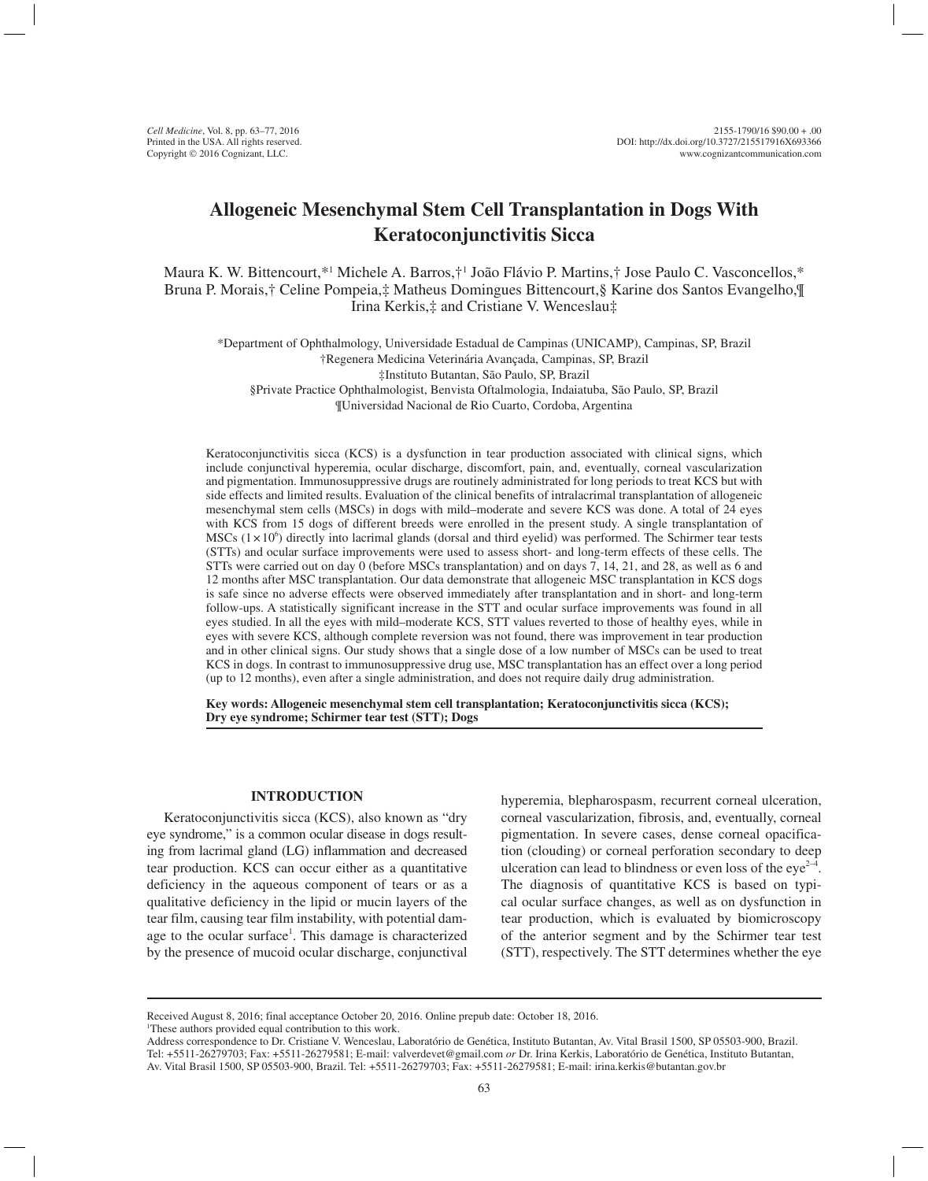# Allogeneic Mesenchymal Stem Cell Transplantation in Dogs With Keratoconjunctivitis Sicca

Maura K. W. Bittencourt,*[1] Michele A. Barros,†[1] João Flávio P. Martins,† Jose Paulo C. Vasconcellos,* Bruna P. Morais,† Celine Pompeia,‡ Matheus Domingues Bittencourt,§ Karine dos Santos Evangelho,¶ Irina Kerkis,‡ and Cristiane V. Wenceslau‡

*Department of Ophthalmology, Universidade Estadual de Campinas (UNICAMP), Campinas, SP, Brazil
†Regenera Medicina Veterinária Avançada, Campinas, SP, Brazil
‡Instituto Butantan, São Paulo, SP, Brazil
§Private Practice Ophthalmologist, Benvista Oftalmologia, Indaiatuba, São Paulo, SP, Brazil
¶Universidad Nacional de Rio Cuarto, Cordoba, Argentina

Keratoconjunctivitis sicca (KCS) is a dysfunction in tear production associated with clinical signs, which include conjunctival hyperemia, ocular discharge, discomfort, pain, and, eventually, corneal vascularization and pigmentation. Immunosuppressive drugs are routinely administrated for long periods to treat KCS but with side effects and limited results. Evaluation of the clinical benefits of intralacrimal transplantation of allogeneic mesenchymal stem cells (MSCs) in dogs with mild–moderate and severe KCS was done. A total of 24 eyes with KCS from 15 dogs of different breeds were enrolled in the present study. A single transplantation of MSCs ($1 \times 10^6$) directly into lacrimal glands (dorsal and third eyelid) was performed. The Schirmer tear tests (STTs) and ocular surface improvements were used to assess short- and long-term effects of these cells. The STTs were carried out on day 0 (before MSCs transplantation) and on days 7, 14, 21, and 28, as well as 6 and 12 months after MSC transplantation. Our data demonstrate that allogeneic MSC transplantation in KCS dogs is safe since no adverse effects were observed immediately after transplantation and in short- and long-term follow-ups. A statistically significant increase in the STT and ocular surface improvements was found in all eyes studied. In all the eyes with mild–moderate KCS, STT values reverted to those of healthy eyes, while in eyes with severe KCS, although complete reversion was not found, there was improvement in tear production and in other clinical signs. Our study shows that a single dose of a low number of MSCs can be used to treat KCS in dogs. In contrast to immunosuppressive drug use, MSC transplantation has an effect over a long period (up to 12 months), even after a single administration, and does not require daily drug administration.

**Key words: Allogeneic mesenchymal stem cell transplantation; Keratoconjunctivitis sicca (KCS); Dry eye syndrome; Schirmer tear test (STT); Dogs**

## INTRODUCTION

Keratoconjunctivitis sicca (KCS), also known as "dry eye syndrome," is a common ocular disease in dogs resulting from lacrimal gland (LG) inflammation and decreased tear production. KCS can occur either as a quantitative deficiency in the aqueous component of tears or as a qualitative deficiency in the lipid or mucin layers of the tear film, causing tear film instability, with potential damage to the ocular surface[1]. This damage is characterized by the presence of mucoid ocular discharge, conjunctival hyperemia, blepharospasm, recurrent corneal ulceration, corneal vascularization, fibrosis, and, eventually, corneal pigmentation. In severe cases, dense corneal opacification (clouding) or corneal perforation secondary to deep ulceration can lead to blindness or even loss of the eye[2–4]. The diagnosis of quantitative KCS is based on typical ocular surface changes, as well as on dysfunction in tear production, which is evaluated by biomicroscopy of the anterior segment and by the Schirmer tear test (STT), respectively. The STT determines whether the eye

Received August 8, 2016; final acceptance October 20, 2016. Online prepub date: October 18, 2016.
[1]These authors provided equal contribution to this work.
Address correspondence to Dr. Cristiane V. Wenceslau, Laboratório de Genética, Instituto Butantan, Av. Vital Brasil 1500, SP 05503-900, Brazil. Tel: +5511-26279703; Fax: +5511-26279581; E-mail: valverdevet@gmail.com *or* Dr. Irina Kerkis, Laboratório de Genética, Instituto Butantan, Av. Vital Brasil 1500, SP 05503-900, Brazil. Tel: +5511-26279703; Fax: +5511-26279581; E-mail: irina.kerkis@butantan.gov.br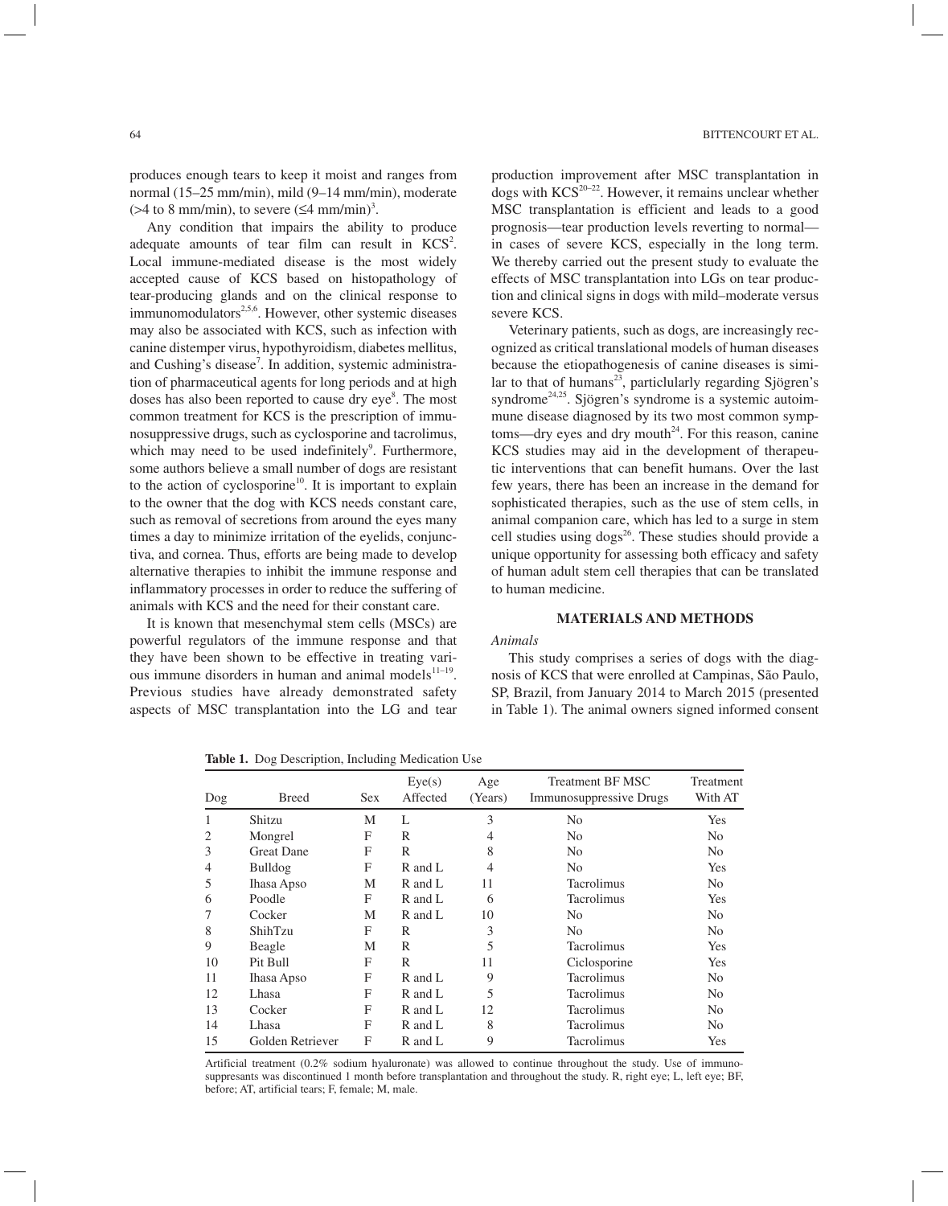produces enough tears to keep it moist and ranges from normal (15–25 mm/min), mild (9–14 mm/min), moderate (>4 to 8 mm/min), to severe (≤4 mm/min)[3].

Any condition that impairs the ability to produce adequate amounts of tear film can result in KCS[2]. Local immune-mediated disease is the most widely accepted cause of KCS based on histopathology of tear-producing glands and on the clinical response to immunomodulators[2,5,6]. However, other systemic diseases may also be associated with KCS, such as infection with canine distemper virus, hypothyroidism, diabetes mellitus, and Cushing's disease[7]. In addition, systemic administration of pharmaceutical agents for long periods and at high doses has also been reported to cause dry eye[8]. The most common treatment for KCS is the prescription of immunosuppressive drugs, such as cyclosporine and tacrolimus, which may need to be used indefinitely[9]. Furthermore, some authors believe a small number of dogs are resistant to the action of cyclosporine[10]. It is important to explain to the owner that the dog with KCS needs constant care, such as removal of secretions from around the eyes many times a day to minimize irritation of the eyelids, conjunctiva, and cornea. Thus, efforts are being made to develop alternative therapies to inhibit the immune response and inflammatory processes in order to reduce the suffering of animals with KCS and the need for their constant care.

It is known that mesenchymal stem cells (MSCs) are powerful regulators of the immune response and that they have been shown to be effective in treating various immune disorders in human and animal models[11–19]. Previous studies have already demonstrated safety aspects of MSC transplantation into the LG and tear production improvement after MSC transplantation in dogs with KCS[20–22]. However, it remains unclear whether MSC transplantation is efficient and leads to a good prognosis—tear production levels reverting to normal—in cases of severe KCS, especially in the long term. We thereby carried out the present study to evaluate the effects of MSC transplantation into LGs on tear production and clinical signs in dogs with mild–moderate versus severe KCS.

Veterinary patients, such as dogs, are increasingly recognized as critical translational models of human diseases because the etiopathogenesis of canine diseases is similar to that of humans[23], particularly regarding Sjögren's syndrome[24,25]. Sjögren's syndrome is a systemic autoimmune disease diagnosed by its two most common symptoms—dry eyes and dry mouth[24]. For this reason, canine KCS studies may aid in the development of therapeutic interventions that can benefit humans. Over the last few years, there has been an increase in the demand for sophisticated therapies, such as the use of stem cells, in animal companion care, which has led to a surge in stem cell studies using dogs[26]. These studies should provide a unique opportunity for assessing both efficacy and safety of human adult stem cell therapies that can be translated to human medicine.

## MATERIALS AND METHODS

### *Animals*

This study comprises a series of dogs with the diagnosis of KCS that were enrolled at Campinas, São Paulo, SP, Brazil, from January 2014 to March 2015 (presented in Table 1). The animal owners signed informed consent

**Table 1.** Dog Description, Including Medication Use

| Dog | Breed | Sex | Eye(s) Affected | Age (Years) | Treatment BF MSC Immunosuppressive Drugs | Treatment With AT |
|---|---|---|---|---|---|---|
| 1 | Shitzu | M | L | 3 | No | Yes |
| 2 | Mongrel | F | R | 4 | No | No |
| 3 | Great Dane | F | R | 8 | No | No |
| 4 | Bulldog | F | R and L | 4 | No | Yes |
| 5 | Ihasa Apso | M | R and L | 11 | Tacrolimus | No |
| 6 | Poodle | F | R and L | 6 | Tacrolimus | Yes |
| 7 | Cocker | M | R and L | 10 | No | No |
| 8 | ShihTzu | F | R | 3 | No | No |
| 9 | Beagle | M | R | 5 | Tacrolimus | Yes |
| 10 | Pit Bull | F | R | 11 | Ciclosporine | Yes |
| 11 | Ihasa Apso | F | R and L | 9 | Tacrolimus | No |
| 12 | Lhasa | F | R and L | 5 | Tacrolimus | No |
| 13 | Cocker | F | R and L | 12 | Tacrolimus | No |
| 14 | Lhasa | F | R and L | 8 | Tacrolimus | No |
| 15 | Golden Retriever | F | R and L | 9 | Tacrolimus | Yes |

Artificial treatment (0.2% sodium hyaluronate) was allowed to continue throughout the study. Use of immunosuppressants was discontinued 1 month before transplantation and throughout the study. R, right eye; L, left eye; BF, before; AT, artificial tears; F, female; M, male.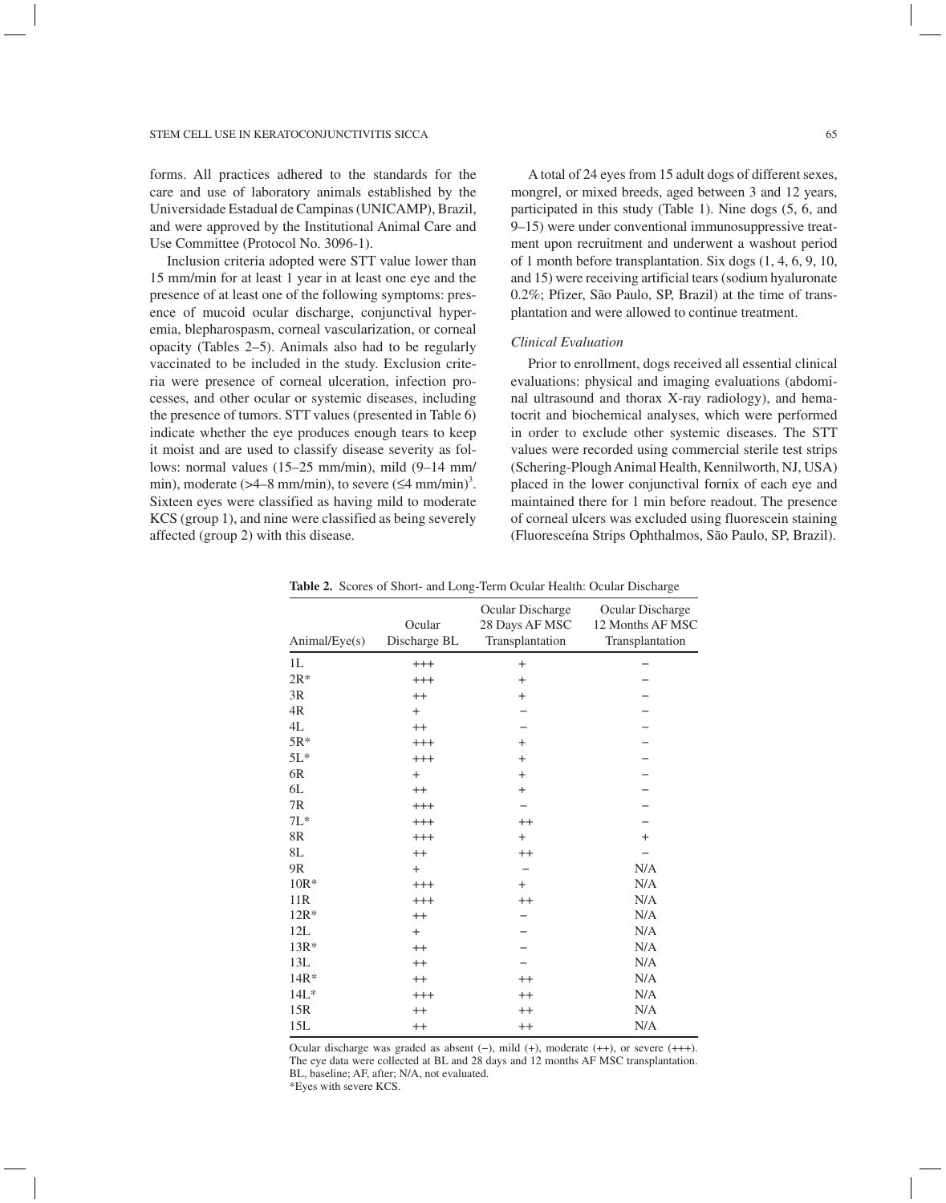forms. All practices adhered to the standards for the care and use of laboratory animals established by the Universidade Estadual de Campinas (UNICAMP), Brazil, and were approved by the Institutional Animal Care and Use Committee (Protocol No. 3096-1).

Inclusion criteria adopted were STT value lower than 15 mm/min for at least 1 year in at least one eye and the presence of at least one of the following symptoms: presence of mucoid ocular discharge, conjunctival hyperemia, blepharospasm, corneal vascularization, or corneal opacity (Tables 2–5). Animals also had to be regularly vaccinated to be included in the study. Exclusion criteria were presence of corneal ulceration, infection processes, and other ocular or systemic diseases, including the presence of tumors. STT values (presented in Table 6) indicate whether the eye produces enough tears to keep it moist and are used to classify disease severity as follows: normal values (15–25 mm/min), mild (9–14 mm/min), moderate (>4–8 mm/min), to severe (≤4 mm/min)[3]. Sixteen eyes were classified as having mild to moderate KCS (group 1), and nine were classified as being severely affected (group 2) with this disease.

A total of 24 eyes from 15 adult dogs of different sexes, mongrel, or mixed breeds, aged between 3 and 12 years, participated in this study (Table 1). Nine dogs (5, 6, and 9–15) were under conventional immunosuppressive treatment upon recruitment and underwent a washout period of 1 month before transplantation. Six dogs (1, 4, 6, 9, 10, and 15) were receiving artificial tears (sodium hyaluronate 0.2%; Pfizer, São Paulo, SP, Brazil) at the time of transplantation and were allowed to continue treatment.

### *Clinical Evaluation*

Prior to enrollment, dogs received all essential clinical evaluations: physical and imaging evaluations (abdominal ultrasound and thorax X-ray radiology), and hematocrit and biochemical analyses, which were performed in order to exclude other systemic diseases. The STT values were recorded using commercial sterile test strips (Schering-Plough Animal Health, Kennilworth, NJ, USA) placed in the lower conjunctival fornix of each eye and maintained there for 1 min before readout. The presence of corneal ulcers was excluded using fluorescein staining (Fluoresceína Strips Ophthalmos, São Paulo, SP, Brazil).

**Table 2.** Scores of Short- and Long-Term Ocular Health: Ocular Discharge

| Animal/Eye(s) | Ocular Discharge BL | Ocular Discharge 28 Days AF MSC Transplantation | Ocular Discharge 12 Months AF MSC Transplantation |
|---|---|---|---|
| 1L | +++ | + | − |
| 2R* | +++ | + | − |
| 3R | ++ | + | − |
| 4R | + | − | − |
| 4L | ++ | − | − |
| 5R* | +++ | + | − |
| 5L* | +++ | + | − |
| 6R | + | + | − |
| 6L | ++ | + | − |
| 7R | +++ | − | − |
| 7L* | +++ | ++ | − |
| 8R | +++ | + | + |
| 8L | ++ | ++ | − |
| 9R | + | − | N/A |
| 10R* | +++ | + | N/A |
| 11R | +++ | ++ | N/A |
| 12R* | ++ | − | N/A |
| 12L | + | − | N/A |
| 13R* | ++ | − | N/A |
| 13L | ++ | − | N/A |
| 14R* | ++ | ++ | N/A |
| 14L* | +++ | ++ | N/A |
| 15R | ++ | ++ | N/A |
| 15L | ++ | ++ | N/A |

Ocular discharge was graded as absent (−), mild (+), moderate (++), or severe (+++). The eye data were collected at BL and 28 days and 12 months AF MSC transplantation. BL, baseline; AF, after; N/A, not evaluated.
*Eyes with severe KCS.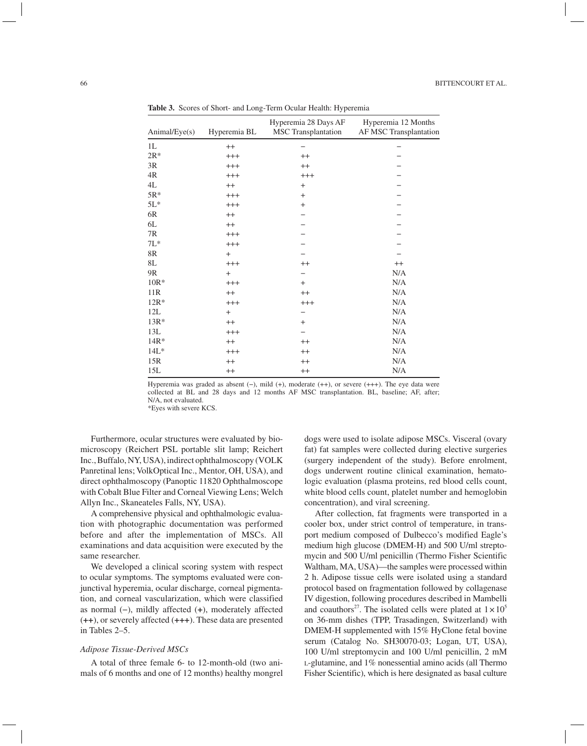**Table 3.** Scores of Short- and Long-Term Ocular Health: Hyperemia

| Animal/Eye(s) | Hyperemia BL | Hyperemia 28 Days AF MSC Transplantation | Hyperemia 12 Months AF MSC Transplantation |
|---|---|---|---|
| 1L | ++ | − | − |
| 2R* | +++ | ++ | − |
| 3R | +++ | ++ | − |
| 4R | +++ | +++ | − |
| 4L | ++ | + | − |
| 5R* | +++ | + | − |
| 5L* | +++ | + | − |
| 6R | ++ | − | − |
| 6L | ++ | − | − |
| 7R | +++ | − | − |
| 7L* | +++ | − | − |
| 8R | + | − | − |
| 8L | +++ | ++ | ++ |
| 9R | + | − | N/A |
| 10R* | +++ | + | N/A |
| 11R | ++ | ++ | N/A |
| 12R* | +++ | +++ | N/A |
| 12L | + | − | N/A |
| 13R* | ++ | + | N/A |
| 13L | +++ | − | N/A |
| 14R* | ++ | ++ | N/A |
| 14L* | +++ | ++ | N/A |
| 15R | ++ | ++ | N/A |
| 15L | ++ | ++ | N/A |

Hyperemia was graded as absent (−), mild (+), moderate (++), or severe (+++). The eye data were collected at BL and 28 days and 12 months AF MSC transplantation. BL, baseline; AF, after; N/A, not evaluated.
*Eyes with severe KCS.

Furthermore, ocular structures were evaluated by biomicroscopy (Reichert PSL portable slit lamp; Reichert Inc., Buffalo, NY, USA), indirect ophthalmoscopy (VOLK Panretinal lens; VolkOptical Inc., Mentor, OH, USA), and direct ophthalmoscopy (Panoptic 11820 Ophthalmoscope with Cobalt Blue Filter and Corneal Viewing Lens; Welch Allyn Inc., Skaneateles Falls, NY, USA).

A comprehensive physical and ophthalmologic evaluation with photographic documentation was performed before and after the implementation of MSCs. All examinations and data acquisition were executed by the same researcher.

We developed a clinical scoring system with respect to ocular symptoms. The symptoms evaluated were conjunctival hyperemia, ocular discharge, corneal pigmentation, and corneal vascularization, which were classified as normal (−), mildly affected (+), moderately affected (++), or severely affected (+++). These data are presented in Tables 2–5.

### *Adipose Tissue-Derived MSCs*

A total of three female 6- to 12-month-old (two animals of 6 months and one of 12 months) healthy mongrel dogs were used to isolate adipose MSCs. Visceral (ovary fat) fat samples were collected during elective surgeries (surgery independent of the study). Before enrolment, dogs underwent routine clinical examination, hematologic evaluation (plasma proteins, red blood cells count, white blood cells count, platelet number and hemoglobin concentration), and viral screening.

After collection, fat fragments were transported in a cooler box, under strict control of temperature, in transport medium composed of Dulbecco's modified Eagle's medium high glucose (DMEM-H) and 500 U/ml streptomycin and 500 U/ml penicillin (Thermo Fisher Scientific Waltham, MA, USA)—the samples were processed within 2 h. Adipose tissue cells were isolated using a standard protocol based on fragmentation followed by collagenase IV digestion, following procedures described in Mambelli and coauthors[27]. The isolated cells were plated at $1 \times 10^5$ on 36-mm dishes (TPP, Trasadingen, Switzerland) with DMEM-H supplemented with 15% HyClone fetal bovine serum (Catalog No. SH30070-03; Logan, UT, USA), 100 U/ml streptomycin and 100 U/ml penicillin, 2 mM L-glutamine, and 1% nonessential amino acids (all Thermo Fisher Scientific), which is here designated as basal culture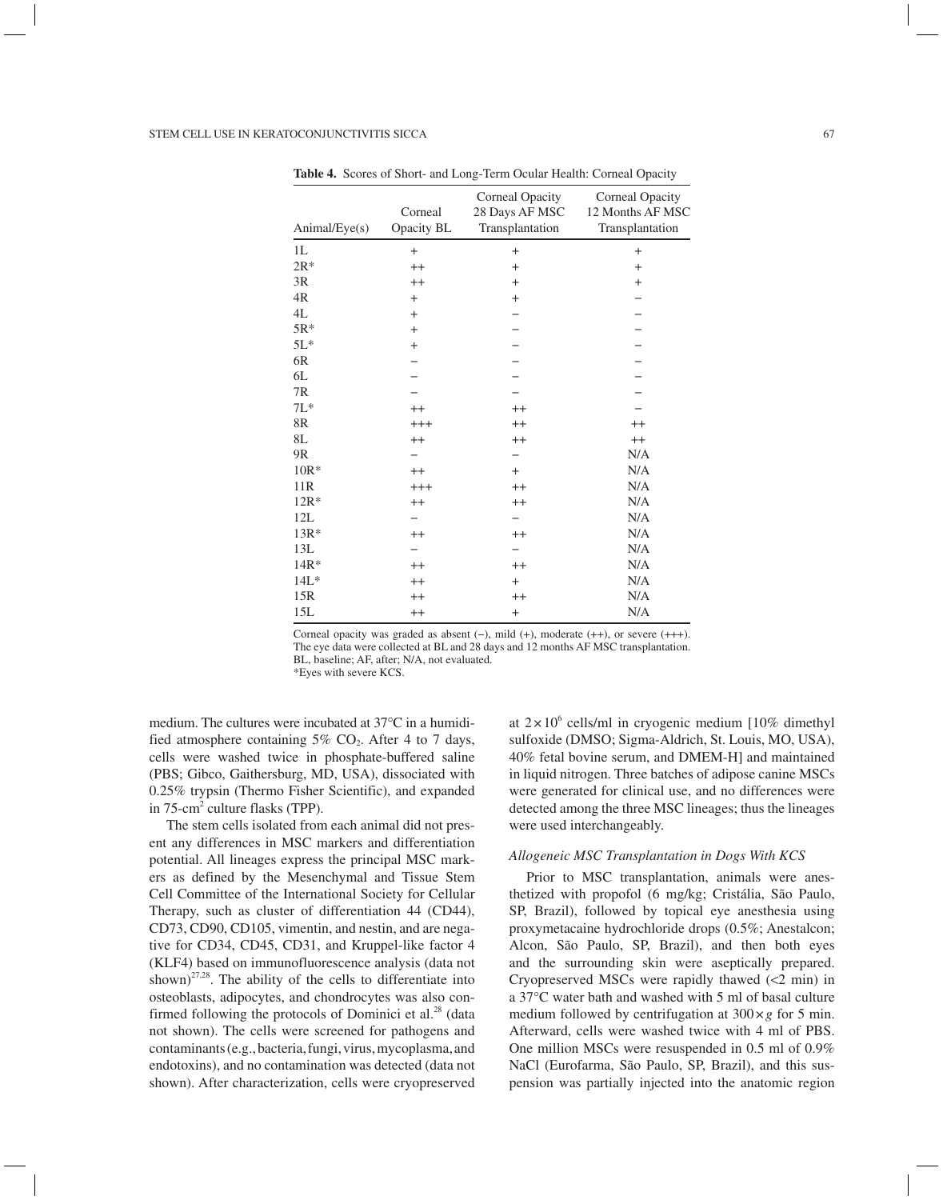**Table 4.** Scores of Short- and Long-Term Ocular Health: Corneal Opacity

| Animal/Eye(s) | Corneal Opacity BL | Corneal Opacity 28 Days AF MSC Transplantation | Corneal Opacity 12 Months AF MSC Transplantation |
|---|---|---|---|
| 1L | + | + | + |
| 2R* | ++ | + | + |
| 3R | ++ | + | + |
| 4R | + | + | − |
| 4L | + | − | − |
| 5R* | + | − | − |
| 5L* | + | − | − |
| 6R | − | − | − |
| 6L | − | − | − |
| 7R | − | − | − |
| 7L* | ++ | ++ | − |
| 8R | +++ | ++ | ++ |
| 8L | ++ | ++ | ++ |
| 9R | − | − | N/A |
| 10R* | ++ | + | N/A |
| 11R | +++ | ++ | N/A |
| 12R* | ++ | ++ | N/A |
| 12L | − | − | N/A |
| 13R* | ++ | ++ | N/A |
| 13L | − | − | N/A |
| 14R* | ++ | ++ | N/A |
| 14L* | ++ | + | N/A |
| 15R | ++ | ++ | N/A |
| 15L | ++ | + | N/A |

Corneal opacity was graded as absent (−), mild (+), moderate (++), or severe (+++). The eye data were collected at BL and 28 days and 12 months AF MSC transplantation. BL, baseline; AF, after; N/A, not evaluated.
*Eyes with severe KCS.

medium. The cultures were incubated at 37°C in a humidified atmosphere containing 5% $CO_2$. After 4 to 7 days, cells were washed twice in phosphate-buffered saline (PBS; Gibco, Gaithersburg, MD, USA), dissociated with 0.25% trypsin (Thermo Fisher Scientific), and expanded in 75-$cm^2$ culture flasks (TPP).

The stem cells isolated from each animal did not present any differences in MSC markers and differentiation potential. All lineages express the principal MSC markers as defined by the Mesenchymal and Tissue Stem Cell Committee of the International Society for Cellular Therapy, such as cluster of differentiation 44 (CD44), CD73, CD90, CD105, vimentin, and nestin, and are negative for CD34, CD45, CD31, and Kruppel-like factor 4 (KLF4) based on immunofluorescence analysis (data not shown)[27,28]. The ability of the cells to differentiate into osteoblasts, adipocytes, and chondrocytes was also confirmed following the protocols of Dominici et al.[28] (data not shown). The cells were screened for pathogens and contaminants (e.g., bacteria, fungi, virus, mycoplasma, and endotoxins), and no contamination was detected (data not shown). After characterization, cells were cryopreserved at $2 \times 10^6$ cells/ml in cryogenic medium [10% dimethyl sulfoxide (DMSO; Sigma-Aldrich, St. Louis, MO, USA), 40% fetal bovine serum, and DMEM-H] and maintained in liquid nitrogen. Three batches of adipose canine MSCs were generated for clinical use, and no differences were detected among the three MSC lineages; thus the lineages were used interchangeably.

### *Allogeneic MSC Transplantation in Dogs With KCS*

Prior to MSC transplantation, animals were anesthetized with propofol (6 mg/kg; Cristália, São Paulo, SP, Brazil), followed by topical eye anesthesia using proxymetacaine hydrochloride drops (0.5%; Anestalcon; Alcon, São Paulo, SP, Brazil), and then both eyes and the surrounding skin were aseptically prepared. Cryopreserved MSCs were rapidly thawed (<2 min) in a 37°C water bath and washed with 5 ml of basal culture medium followed by centrifugation at $300 \times g$ for 5 min. Afterward, cells were washed twice with 4 ml of PBS. One million MSCs were resuspended in 0.5 ml of 0.9% NaCl (Eurofarma, São Paulo, SP, Brazil), and this suspension was partially injected into the anatomic region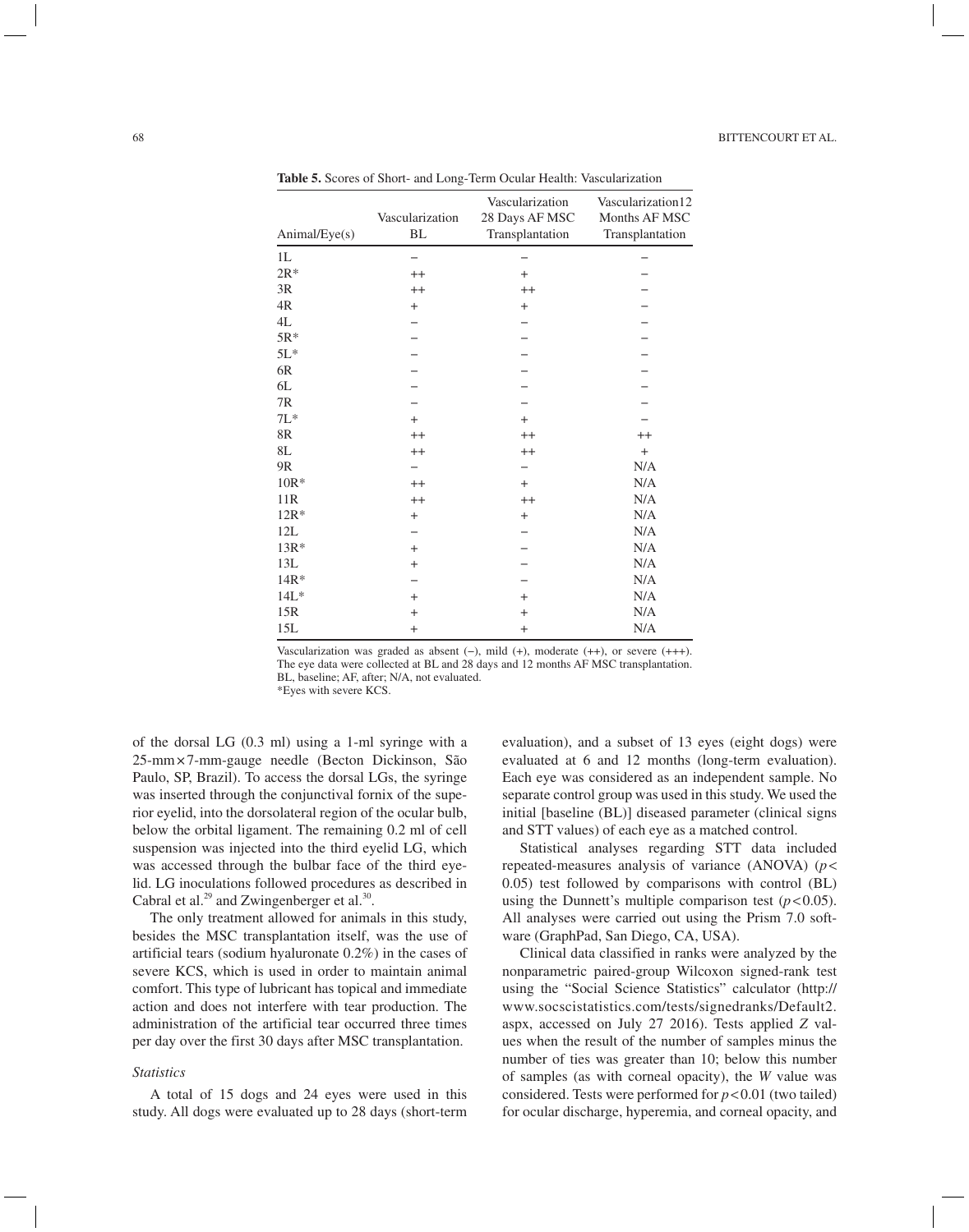**Table 5.** Scores of Short- and Long-Term Ocular Health: Vascularization

| Animal/Eye(s) | Vascularization BL | Vascularization 28 Days AF MSC Transplantation | Vascularization12 Months AF MSC Transplantation |
|---|---|---|---|
| 1L | – | – | – |
| 2R* | ++ | + | – |
| 3R | ++ | ++ | – |
| 4R | + | + | – |
| 4L | – | – | – |
| 5R* | – | – | – |
| 5L* | – | – | – |
| 6R | – | – | – |
| 6L | – | – | – |
| 7R | – | – | – |
| 7L* | + | + | – |
| 8R | ++ | ++ | ++ |
| 8L | ++ | ++ | + |
| 9R | – | – | N/A |
| 10R* | ++ | + | N/A |
| 11R | ++ | ++ | N/A |
| 12R* | + | + | N/A |
| 12L | – | – | N/A |
| 13R* | + | – | N/A |
| 13L | + | – | N/A |
| 14R* | – | – | N/A |
| 14L* | + | + | N/A |
| 15R | + | + | N/A |
| 15L | + | + | N/A |

Vascularization was graded as absent (–), mild (+), moderate (++), or severe (+++). The eye data were collected at BL and 28 days and 12 months AF MSC transplantation. BL, baseline; AF, after; N/A, not evaluated.
*Eyes with severe KCS.

of the dorsal LG (0.3 ml) using a 1-ml syringe with a 25-mm×7-mm-gauge needle (Becton Dickinson, São Paulo, SP, Brazil). To access the dorsal LGs, the syringe was inserted through the conjunctival fornix of the superior eyelid, into the dorsolateral region of the ocular bulb, below the orbital ligament. The remaining 0.2 ml of cell suspension was injected into the third eyelid LG, which was accessed through the bulbar face of the third eyelid. LG inoculations followed procedures as described in Cabral et al.[29] and Zwingenberger et al.[30].

The only treatment allowed for animals in this study, besides the MSC transplantation itself, was the use of artificial tears (sodium hyaluronate 0.2%) in the cases of severe KCS, which is used in order to maintain animal comfort. This type of lubricant has topical and immediate action and does not interfere with tear production. The administration of the artificial tear occurred three times per day over the first 30 days after MSC transplantation.

### *Statistics*

A total of 15 dogs and 24 eyes were used in this study. All dogs were evaluated up to 28 days (short-term evaluation), and a subset of 13 eyes (eight dogs) were evaluated at 6 and 12 months (long-term evaluation). Each eye was considered as an independent sample. No separate control group was used in this study. We used the initial [baseline (BL)] diseased parameter (clinical signs and STT values) of each eye as a matched control.

Statistical analyses regarding STT data included repeated-measures analysis of variance (ANOVA) ($p < 0.05$) test followed by comparisons with control (BL) using the Dunnett's multiple comparison test ($p < 0.05$). All analyses were carried out using the Prism 7.0 software (GraphPad, San Diego, CA, USA).

Clinical data classified in ranks were analyzed by the nonparametric paired-group Wilcoxon signed-rank test using the "Social Science Statistics" calculator (http://www.socscistatistics.com/tests/signedranks/Default2.aspx, accessed on July 27 2016). Tests applied $Z$ values when the result of the number of samples minus the number of ties was greater than 10; below this number of samples (as with corneal opacity), the $W$ value was considered. Tests were performed for $p < 0.01$ (two tailed) for ocular discharge, hyperemia, and corneal opacity, and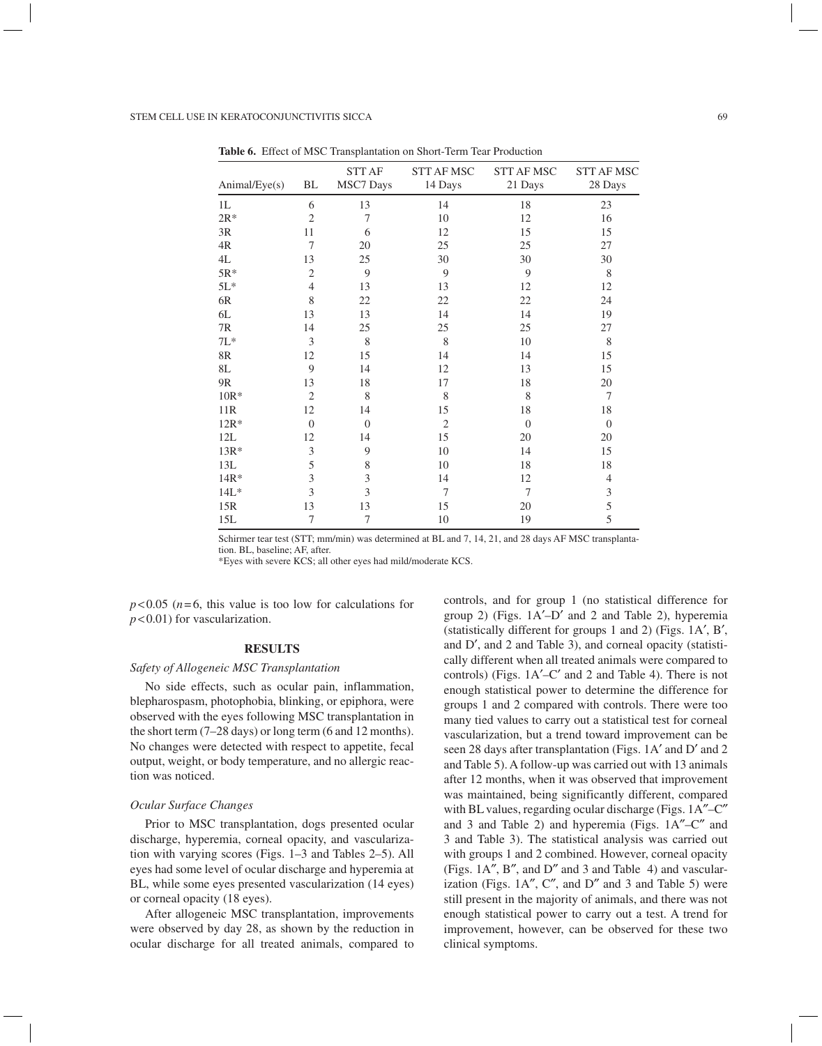**Table 6.** Effect of MSC Transplantation on Short-Term Tear Production

| Animal/Eye(s) | BL | STT AF MSC7 Days | STT AF MSC 14 Days | STT AF MSC 21 Days | STT AF MSC 28 Days |
|---|---|---|---|---|---|
| 1L | 6 | 13 | 14 | 18 | 23 |
| 2R* | 2 | 7 | 10 | 12 | 16 |
| 3R | 11 | 6 | 12 | 15 | 15 |
| 4R | 7 | 20 | 25 | 25 | 27 |
| 4L | 13 | 25 | 30 | 30 | 30 |
| 5R* | 2 | 9 | 9 | 9 | 8 |
| 5L* | 4 | 13 | 13 | 12 | 12 |
| 6R | 8 | 22 | 22 | 22 | 24 |
| 6L | 13 | 13 | 14 | 14 | 19 |
| 7R | 14 | 25 | 25 | 25 | 27 |
| 7L* | 3 | 8 | 8 | 10 | 8 |
| 8R | 12 | 15 | 14 | 14 | 15 |
| 8L | 9 | 14 | 12 | 13 | 15 |
| 9R | 13 | 18 | 17 | 18 | 20 |
| 10R* | 2 | 8 | 8 | 8 | 7 |
| 11R | 12 | 14 | 15 | 18 | 18 |
| 12R* | 0 | 0 | 2 | 0 | 0 |
| 12L | 12 | 14 | 15 | 20 | 20 |
| 13R* | 3 | 9 | 10 | 14 | 15 |
| 13L | 5 | 8 | 10 | 18 | 18 |
| 14R* | 3 | 3 | 14 | 12 | 4 |
| 14L* | 3 | 3 | 7 | 7 | 3 |
| 15R | 13 | 13 | 15 | 20 | 5 |
| 15L | 7 | 7 | 10 | 19 | 5 |

Schirmer tear test (STT; mm/min) was determined at BL and 7, 14, 21, and 28 days AF MSC transplantation. BL, baseline; AF, after.

*Eyes with severe KCS; all other eyes had mild/moderate KCS.

$p < 0.05$ ($n = 6$, this value is too low for calculations for $p < 0.01$) for vascularization.

## RESULTS

### *Safety of Allogeneic MSC Transplantation*

No side effects, such as ocular pain, inflammation, blepharospasm, photophobia, blinking, or epiphora, were observed with the eyes following MSC transplantation in the short term (7–28 days) or long term (6 and 12 months). No changes were detected with respect to appetite, fecal output, weight, or body temperature, and no allergic reaction was noticed.

### *Ocular Surface Changes*

Prior to MSC transplantation, dogs presented ocular discharge, hyperemia, corneal opacity, and vascularization with varying scores (Figs. 1–3 and Tables 2–5). All eyes had some level of ocular discharge and hyperemia at BL, while some eyes presented vascularization (14 eyes) or corneal opacity (18 eyes).

After allogeneic MSC transplantation, improvements were observed by day 28, as shown by the reduction in ocular discharge for all treated animals, compared to controls, and for group 1 (no statistical difference for group 2) (Figs. 1A′–D′ and 2 and Table 2), hyperemia (statistically different for groups 1 and 2) (Figs. 1A′, B′, and D′, and 2 and Table 3), and corneal opacity (statistically different when all treated animals were compared to controls) (Figs. 1A′–C′ and 2 and Table 4). There is not enough statistical power to determine the difference for groups 1 and 2 compared with controls. There were too many tied values to carry out a statistical test for corneal vascularization, but a trend toward improvement can be seen 28 days after transplantation (Figs. 1A′ and D′ and 2 and Table 5). A follow-up was carried out with 13 animals after 12 months, when it was observed that improvement was maintained, being significantly different, compared with BL values, regarding ocular discharge (Figs. 1A″–C″ and 3 and Table 2) and hyperemia (Figs. 1A″–C″ and 3 and Table 3). The statistical analysis was carried out with groups 1 and 2 combined. However, corneal opacity (Figs. 1A″, B″, and D″ and 3 and Table 4) and vascularization (Figs. 1A″, C″, and D″ and 3 and Table 5) were still present in the majority of animals, and there was not enough statistical power to carry out a test. A trend for improvement, however, can be observed for these two clinical symptoms.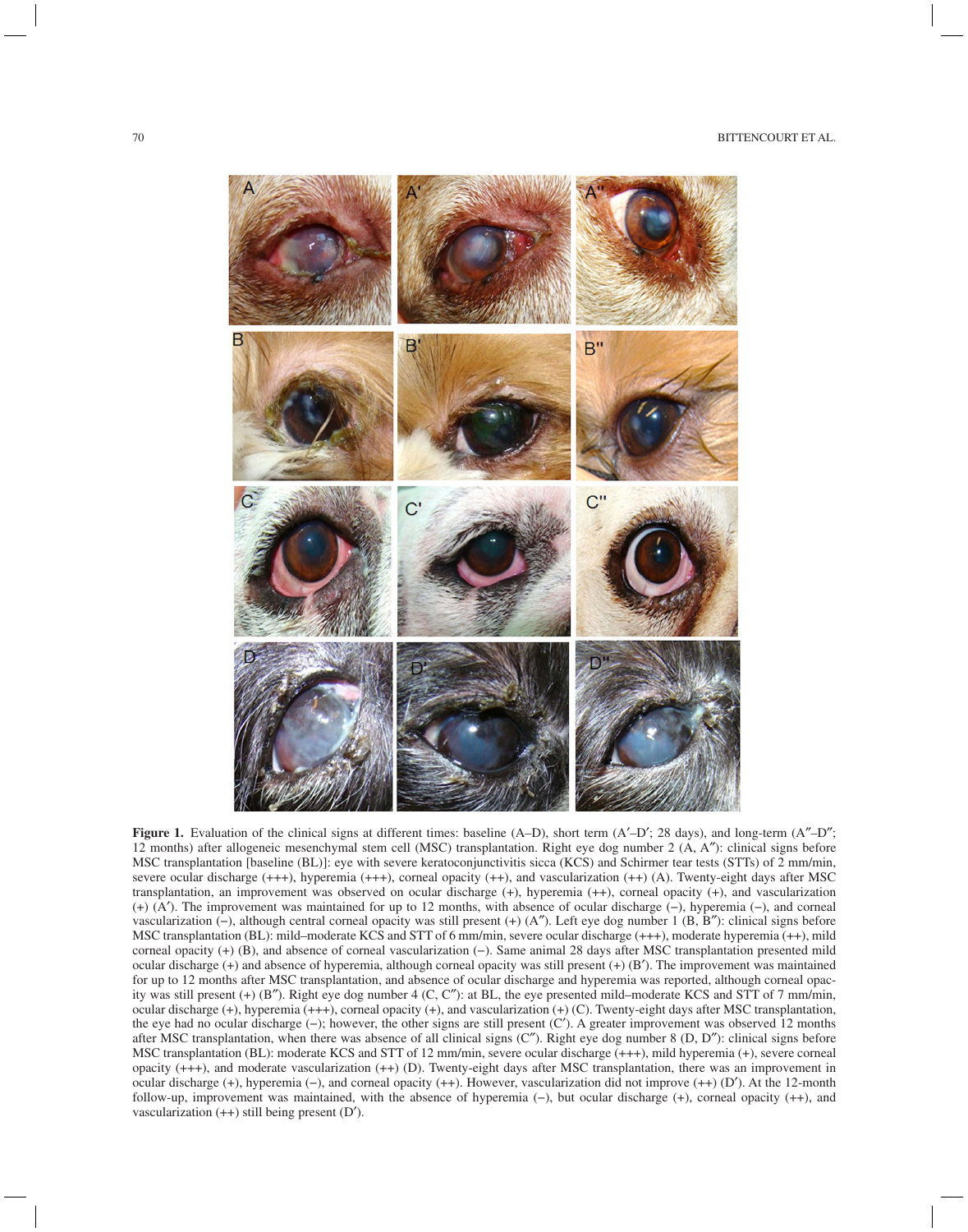**Figure 1.** Evaluation of the clinical signs at different times: baseline (A–D), short term (A′–D′; 28 days), and long-term (A″–D″; 12 months) after allogeneic mesenchymal stem cell (MSC) transplantation. Right eye dog number 2 (A, A″): clinical signs before MSC transplantation [baseline (BL)]: eye with severe keratoconjunctivitis sicca (KCS) and Schirmer tear tests (STTs) of 2 mm/min, severe ocular discharge (+++), hyperemia (+++), corneal opacity (++), and vascularization (++) (A). Twenty-eight days after MSC transplantation, an improvement was observed on ocular discharge (+), hyperemia (++), corneal opacity (+), and vascularization (+) (A′). The improvement was maintained for up to 12 months, with absence of ocular discharge (−), hyperemia (−), and corneal vascularization (−), although central corneal opacity was still present (+) (A″). Left eye dog number 1 (B, B″): clinical signs before MSC transplantation (BL): mild–moderate KCS and STT of 6 mm/min, severe ocular discharge (+++), moderate hyperemia (++), mild corneal opacity (+) (B), and absence of corneal vascularization (−). Same animal 28 days after MSC transplantation presented mild ocular discharge (+) and absence of hyperemia, although corneal opacity was still present (+) (B′). The improvement was maintained for up to 12 months after MSC transplantation, and absence of ocular discharge and hyperemia was reported, although corneal opacity was still present (+) (B″). Right eye dog number 4 (C, C″): at BL, the eye presented mild–moderate KCS and STT of 7 mm/min, ocular discharge (+), hyperemia (+++), corneal opacity (+), and vascularization (+) (C). Twenty-eight days after MSC transplantation, the eye had no ocular discharge (−); however, the other signs are still present (C′). A greater improvement was observed 12 months after MSC transplantation, when there was absence of all clinical signs (C″). Right eye dog number 8 (D, D″): clinical signs before MSC transplantation (BL): moderate KCS and STT of 12 mm/min, severe ocular discharge (+++), mild hyperemia (+), severe corneal opacity (+++), and moderate vascularization (++) (D). Twenty-eight days after MSC transplantation, there was an improvement in ocular discharge (+), hyperemia (−), and corneal opacity (++). However, vascularization did not improve (++) (D′). At the 12-month follow-up, improvement was maintained, with the absence of hyperemia (−), but ocular discharge (+), corneal opacity (++), and vascularization (++) still being present (D′).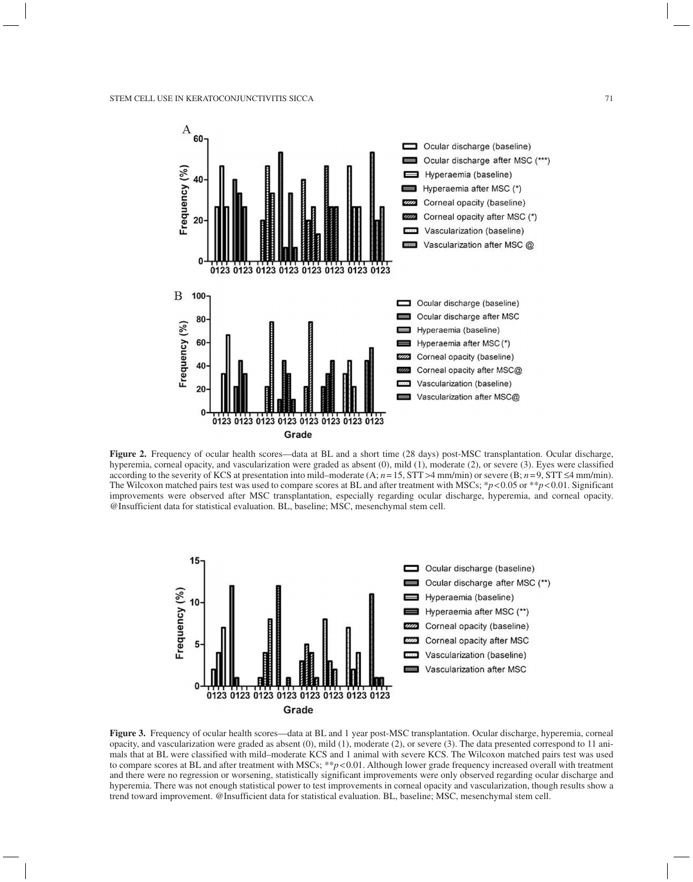**Figure 2.** Frequency of ocular health scores—data at BL and a short time (28 days) post-MSC transplantation. Ocular discharge, hyperemia, corneal opacity, and vascularization were graded as absent (0), mild (1), moderate (2), or severe (3). Eyes were classified according to the severity of KCS at presentation into mild–moderate (A; $n=15$, STT >4 mm/min) or severe (B; $n=9$, STT ≤4 mm/min). The Wilcoxon matched pairs test was used to compare scores at BL and after treatment with MSCs; \*$p<0.05$ or \*\*$p<0.01$. Significant improvements were observed after MSC transplantation, especially regarding ocular discharge, hyperemia, and corneal opacity. @Insufficient data for statistical evaluation. BL, baseline; MSC, mesenchymal stem cell.

**Figure 3.** Frequency of ocular health scores—data at BL and 1 year post-MSC transplantation. Ocular discharge, hyperemia, corneal opacity, and vascularization were graded as absent (0), mild (1), moderate (2), or severe (3). The data presented correspond to 11 animals that at BL were classified with mild–moderate KCS and 1 animal with severe KCS. The Wilcoxon matched pairs test was used to compare scores at BL and after treatment with MSCs; \*\*$p<0.01$. Although lower grade frequency increased overall with treatment and there were no regression or worsening, statistically significant improvements were only observed regarding ocular discharge and hyperemia. There was not enough statistical power to test improvements in corneal opacity and vascularization, though results show a trend toward improvement. @Insufficient data for statistical evaluation. BL, baseline; MSC, mesenchymal stem cell.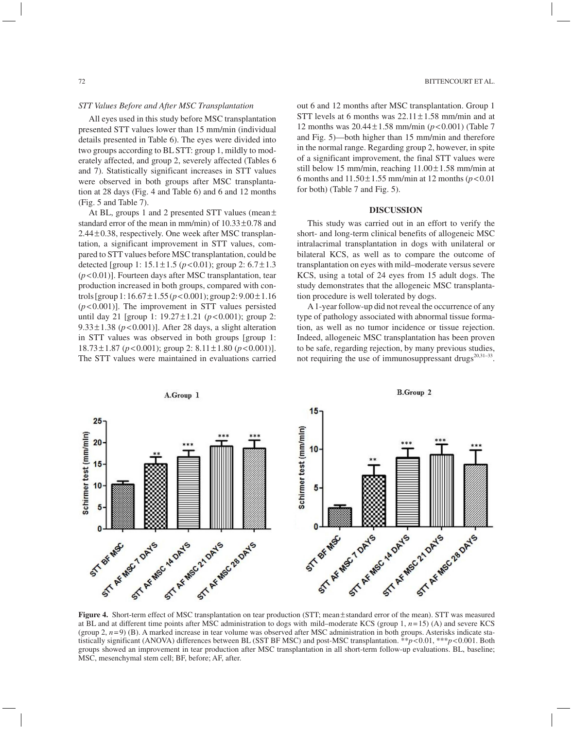*STT Values Before and After MSC Transplantation*

All eyes used in this study before MSC transplantation presented STT values lower than 15 mm/min (individual details presented in Table 6). The eyes were divided into two groups according to BL STT: group 1, mildly to moderately affected, and group 2, severely affected (Tables 6 and 7). Statistically significant increases in STT values were observed in both groups after MSC transplantation at 28 days (Fig. 4 and Table 6) and 6 and 12 months (Fig. 5 and Table 7).

At BL, groups 1 and 2 presented STT values (mean ± standard error of the mean in mm/min) of 10.33 ± 0.78 and 2.44 ± 0.38, respectively. One week after MSC transplantation, a significant improvement in STT values, compared to STT values before MSC transplantation, could be detected [group 1: 15.1 ± 1.5 ($p < 0.01$); group 2: 6.7 ± 1.3 ($p < 0.01$)]. Fourteen days after MSC transplantation, tear production increased in both groups, compared with controls [group 1: 16.67 ± 1.55 ($p < 0.001$); group 2: 9.00 ± 1.16 ($p < 0.001$)]. The improvement in STT values persisted until day 21 [group 1: 19.27 ± 1.21 ($p < 0.001$); group 2: 9.33 ± 1.38 ($p < 0.001$)]. After 28 days, a slight alteration in STT values was observed in both groups [group 1: 18.73 ± 1.87 ($p < 0.001$); group 2: 8.11 ± 1.80 ($p < 0.001$)]. The STT values were maintained in evaluations carried out 6 and 12 months after MSC transplantation. Group 1 STT levels at 6 months was 22.11 ± 1.58 mm/min and at 12 months was 20.44 ± 1.58 mm/min ($p < 0.001$) (Table 7 and Fig. 5)—both higher than 15 mm/min and therefore in the normal range. Regarding group 2, however, in spite of a significant improvement, the final STT values were still below 15 mm/min, reaching 11.00 ± 1.58 mm/min at 6 months and 11.50 ± 1.55 mm/min at 12 months ($p < 0.01$ for both) (Table 7 and Fig. 5).

## DISCUSSION

This study was carried out in an effort to verify the short- and long-term clinical benefits of allogeneic MSC intralacrimal transplantation in dogs with unilateral or bilateral KCS, as well as to compare the outcome of transplantation on eyes with mild–moderate versus severe KCS, using a total of 24 eyes from 15 adult dogs. The study demonstrates that the allogeneic MSC transplantation procedure is well tolerated by dogs.

A 1-year follow-up did not reveal the occurrence of any type of pathology associated with abnormal tissue formation, as well as no tumor incidence or tissue rejection. Indeed, allogeneic MSC transplantation has been proven to be safe, regarding rejection, by many previous studies, not requiring the use of immunosuppressant drugs[20,31–33].

**Figure 4.** Short-term effect of MSC transplantation on tear production (STT; mean ± standard error of the mean). STT was measured at BL and at different time points after MSC administration to dogs with mild–moderate KCS (group 1, $n = 15$) (A) and severe KCS (group 2, $n = 9$) (B). A marked increase in tear volume was observed after MSC administration in both groups. Asterisks indicate statistically significant (ANOVA) differences between BL (SST BF MSC) and post-MSC transplantation. $^{**}p < 0.01$, $^{***}p < 0.001$. Both groups showed an improvement in tear production after MSC transplantation in all short-term follow-up evaluations. BL, baseline; MSC, mesenchymal stem cell; BF, before; AF, after.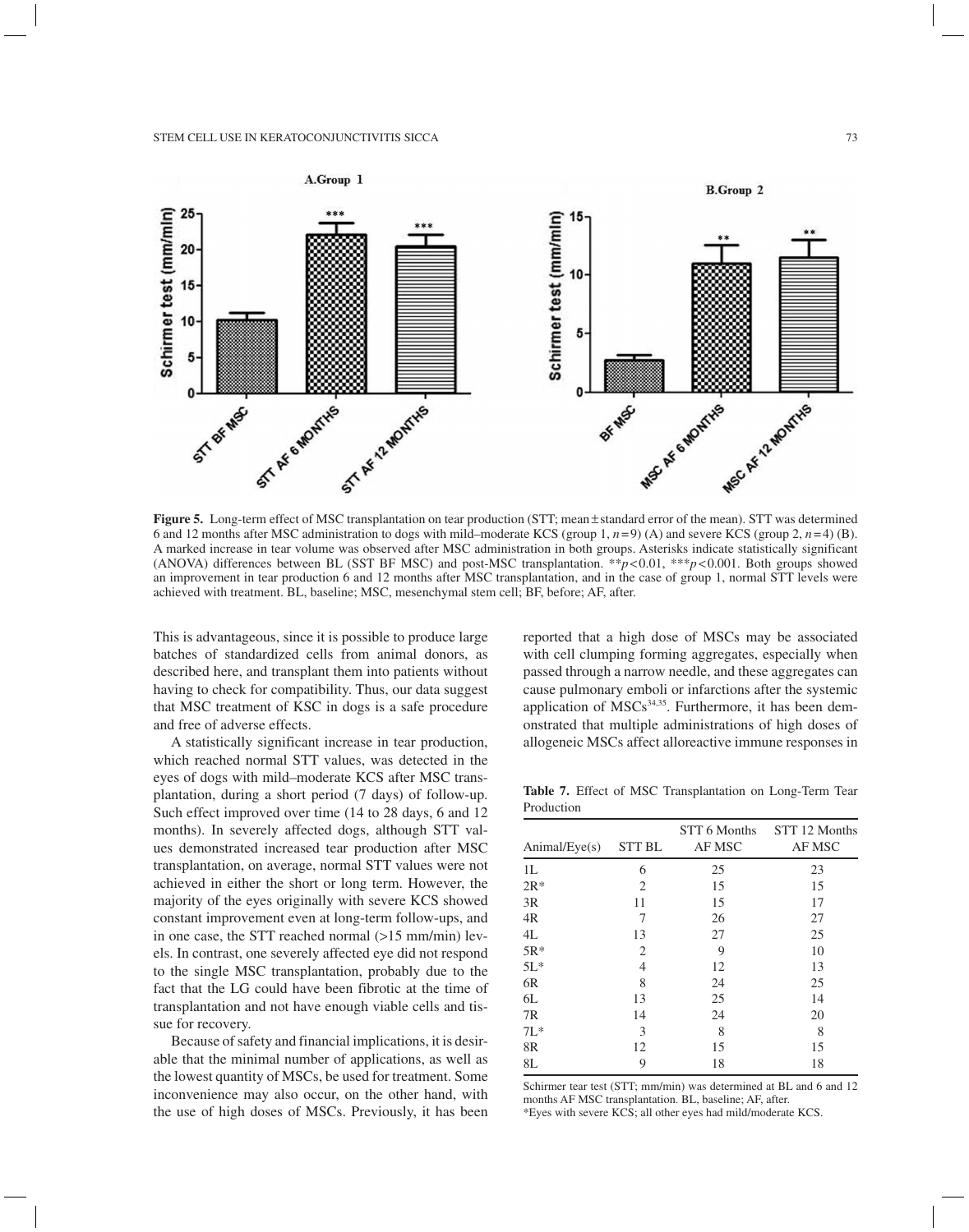**Figure 5.** Long-term effect of MSC transplantation on tear production (STT; mean ± standard error of the mean). STT was determined 6 and 12 months after MSC administration to dogs with mild–moderate KCS (group 1, $n = 9$) (A) and severe KCS (group 2, $n = 4$) (B). A marked increase in tear volume was observed after MSC administration in both groups. Asterisks indicate statistically significant (ANOVA) differences between BL (SST BF MSC) and post-MSC transplantation. $^{**}p < 0.01$, $^{***}p < 0.001$. Both groups showed an improvement in tear production 6 and 12 months after MSC transplantation, and in the case of group 1, normal STT levels were achieved with treatment. BL, baseline; MSC, mesenchymal stem cell; BF, before; AF, after.

This is advantageous, since it is possible to produce large batches of standardized cells from animal donors, as described here, and transplant them into patients without having to check for compatibility. Thus, our data suggest that MSC treatment of KSC in dogs is a safe procedure and free of adverse effects.

A statistically significant increase in tear production, which reached normal STT values, was detected in the eyes of dogs with mild–moderate KCS after MSC transplantation, during a short period (7 days) of follow-up. Such effect improved over time (14 to 28 days, 6 and 12 months). In severely affected dogs, although STT values demonstrated increased tear production after MSC transplantation, on average, normal STT values were not achieved in either the short or long term. However, the majority of the eyes originally with severe KCS showed constant improvement even at long-term follow-ups, and in one case, the STT reached normal (>15 mm/min) levels. In contrast, one severely affected eye did not respond to the single MSC transplantation, probably due to the fact that the LG could have been fibrotic at the time of transplantation and not have enough viable cells and tissue for recovery.

Because of safety and financial implications, it is desirable that the minimal number of applications, as well as the lowest quantity of MSCs, be used for treatment. Some inconvenience may also occur, on the other hand, with the use of high doses of MSCs. Previously, it has been reported that a high dose of MSCs may be associated with cell clumping forming aggregates, especially when passed through a narrow needle, and these aggregates can cause pulmonary emboli or infarctions after the systemic application of MSCs[34,35]. Furthermore, it has been demonstrated that multiple administrations of high doses of allogeneic MSCs affect alloreactive immune responses in

**Table 7.** Effect of MSC Transplantation on Long-Term Tear Production

| Animal/Eye(s) | STT BL | STT 6 Months AF MSC | STT 12 Months AF MSC |
|---|---|---|---|
| 1L | 6 | 25 | 23 |
| 2R* | 2 | 15 | 15 |
| 3R | 11 | 15 | 17 |
| 4R | 7 | 26 | 27 |
| 4L | 13 | 27 | 25 |
| 5R* | 2 | 9 | 10 |
| 5L* | 4 | 12 | 13 |
| 6R | 8 | 24 | 25 |
| 6L | 13 | 25 | 14 |
| 7R | 14 | 24 | 20 |
| 7L* | 3 | 8 | 8 |
| 8R | 12 | 15 | 15 |
| 8L | 9 | 18 | 18 |

Schirmer tear test (STT; mm/min) was determined at BL and 6 and 12 months AF MSC transplantation. BL, baseline; AF, after.
*Eyes with severe KCS; all other eyes had mild/moderate KCS.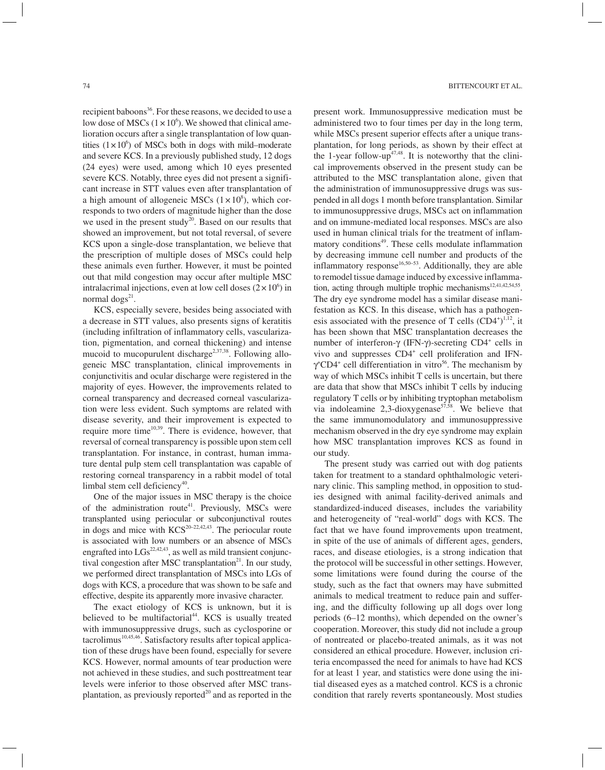recipient baboons[36]. For these reasons, we decided to use a low dose of MSCs ($1 \times 10^6$). We showed that clinical amelioration occurs after a single transplantation of low quantities ($1 \times 10^6$) of MSCs both in dogs with mild–moderate and severe KCS. In a previously published study, 12 dogs (24 eyes) were used, among which 10 eyes presented severe KCS. Notably, three eyes did not present a significant increase in STT values even after transplantation of a high amount of allogeneic MSCs ($1 \times 10^8$), which corresponds to two orders of magnitude higher than the dose we used in the present study[20]. Based on our results that showed an improvement, but not total reversal, of severe KCS upon a single-dose transplantation, we believe that the prescription of multiple doses of MSCs could help these animals even further. However, it must be pointed out that mild congestion may occur after multiple MSC intralacrimal injections, even at low cell doses ($2 \times 10^6$) in normal dogs[21].

KCS, especially severe, besides being associated with a decrease in STT values, also presents signs of keratitis (including infiltration of inflammatory cells, vascularization, pigmentation, and corneal thickening) and intense mucoid to mucopurulent discharge[2,37,38]. Following allogeneic MSC transplantation, clinical improvements in conjunctivitis and ocular discharge were registered in the majority of eyes. However, the improvements related to corneal transparency and decreased corneal vascularization were less evident. Such symptoms are related with disease severity, and their improvement is expected to require more time[10,39]. There is evidence, however, that reversal of corneal transparency is possible upon stem cell transplantation. For instance, in contrast, human immature dental pulp stem cell transplantation was capable of restoring corneal transparency in a rabbit model of total limbal stem cell deficiency[40].

One of the major issues in MSC therapy is the choice of the administration route[41]. Previously, MSCs were transplanted using periocular or subconjunctival routes in dogs and mice with KCS[20–22,42,43]. The periocular route is associated with low numbers or an absence of MSCs engrafted into LGs[22,42,43], as well as mild transient conjunctival congestion after MSC transplantation[21]. In our study, we performed direct transplantation of MSCs into LGs of dogs with KCS, a procedure that was shown to be safe and effective, despite its apparently more invasive character.

The exact etiology of KCS is unknown, but it is believed to be multifactorial[44]. KCS is usually treated with immunosuppressive drugs, such as cyclosporine or tacrolimus[10,45,46]. Satisfactory results after topical application of these drugs have been found, especially for severe KCS. However, normal amounts of tear production were not achieved in these studies, and such posttreatment tear levels were inferior to those observed after MSC transplantation, as previously reported[20] and as reported in the present work. Immunosuppressive medication must be administered two to four times per day in the long term, while MSCs present superior effects after a unique transplantation, for long periods, as shown by their effect at the 1-year follow-up[47,48]. It is noteworthy that the clinical improvements observed in the present study can be attributed to the MSC transplantation alone, given that the administration of immunosuppressive drugs was suspended in all dogs 1 month before transplantation. Similar to immunosuppressive drugs, MSCs act on inflammation and on immune-mediated local responses. MSCs are also used in human clinical trials for the treatment of inflammatory conditions[49]. These cells modulate inflammation by decreasing immune cell number and products of the inflammatory response[16,50–53]. Additionally, they are able to remodel tissue damage induced by excessive inflammation, acting through multiple trophic mechanisms[12,41,42,54,55]. The dry eye syndrome model has a similar disease manifestation as KCS. In this disease, which has a pathogenesis associated with the presence of T cells ($CD4^+$)[1,12], it has been shown that MSC transplantation decreases the number of interferon-γ (IFN-γ)-secreting $CD4^+$ cells in vivo and suppresses $CD4^+$ cell proliferation and IFN-$\gamma^+CD4^+$ cell differentiation in vitro[56]. The mechanism by way of which MSCs inhibit T cells is uncertain, but there are data that show that MSCs inhibit T cells by inducing regulatory T cells or by inhibiting tryptophan metabolism via indoleamine 2,3-dioxygenase[57,58]. We believe that the same immunomodulatory and immunosuppressive mechanism observed in the dry eye syndrome may explain how MSC transplantation improves KCS as found in our study.

The present study was carried out with dog patients taken for treatment to a standard ophthalmologic veterinary clinic. This sampling method, in opposition to studies designed with animal facility-derived animals and standardized-induced diseases, includes the variability and heterogeneity of "real-world" dogs with KCS. The fact that we have found improvements upon treatment, in spite of the use of animals of different ages, genders, races, and disease etiologies, is a strong indication that the protocol will be successful in other settings. However, some limitations were found during the course of the study, such as the fact that owners may have submitted animals to medical treatment to reduce pain and suffering, and the difficulty following up all dogs over long periods (6–12 months), which depended on the owner's cooperation. Moreover, this study did not include a group of nontreated or placebo-treated animals, as it was not considered an ethical procedure. However, inclusion criteria encompassed the need for animals to have had KCS for at least 1 year, and statistics were done using the initial diseased eyes as a matched control. KCS is a chronic condition that rarely reverts spontaneously. Most studies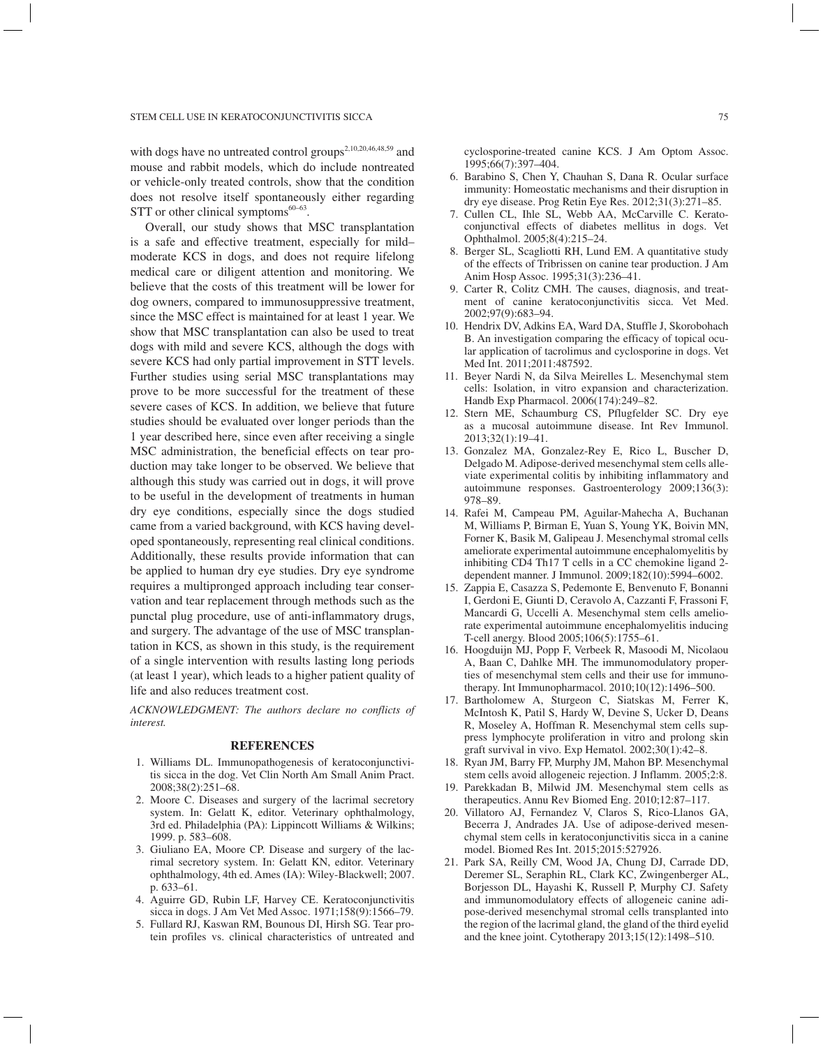with dogs have no untreated control groups[2,10,20,46,48,59] and mouse and rabbit models, which do include nontreated or vehicle-only treated controls, show that the condition does not resolve itself spontaneously either regarding STT or other clinical symptoms[60–63].

Overall, our study shows that MSC transplantation is a safe and effective treatment, especially for mild–moderate KCS in dogs, and does not require lifelong medical care or diligent attention and monitoring. We believe that the costs of this treatment will be lower for dog owners, compared to immunosuppressive treatment, since the MSC effect is maintained for at least 1 year. We show that MSC transplantation can also be used to treat dogs with mild and severe KCS, although the dogs with severe KCS had only partial improvement in STT levels. Further studies using serial MSC transplantations may prove to be more successful for the treatment of these severe cases of KCS. In addition, we believe that future studies should be evaluated over longer periods than the 1 year described here, since even after receiving a single MSC administration, the beneficial effects on tear production may take longer to be observed. We believe that although this study was carried out in dogs, it will prove to be useful in the development of treatments in human dry eye conditions, especially since the dogs studied came from a varied background, with KCS having developed spontaneously, representing real clinical conditions. Additionally, these results provide information that can be applied to human dry eye studies. Dry eye syndrome requires a multipronged approach including tear conservation and tear replacement through methods such as the punctal plug procedure, use of anti-inflammatory drugs, and surgery. The advantage of the use of MSC transplantation in KCS, as shown in this study, is the requirement of a single intervention with results lasting long periods (at least 1 year), which leads to a higher patient quality of life and also reduces treatment cost.

*ACKNOWLEDGMENT: The authors declare no conflicts of interest.*

## REFERENCES

1. Williams DL. Immunopathogenesis of keratoconjunctivitis sicca in the dog. Vet Clin North Am Small Anim Pract. 2008;38(2):251–68.
2. Moore C. Diseases and surgery of the lacrimal secretory system. In: Gelatt K, editor. Veterinary ophthalmology, 3rd ed. Philadelphia (PA): Lippincott Williams & Wilkins; 1999. p. 583–608.
3. Giuliano EA, Moore CP. Disease and surgery of the lacrimal secretory system. In: Gelatt KN, editor. Veterinary ophthalmology, 4th ed. Ames (IA): Wiley-Blackwell; 2007. p. 633–61.
4. Aguirre GD, Rubin LF, Harvey CE. Keratoconjunctivitis sicca in dogs. J Am Vet Med Assoc. 1971;158(9):1566–79.
5. Fullard RJ, Kaswan RM, Bounous DI, Hirsh SG. Tear protein profiles vs. clinical characteristics of untreated and cyclosporine-treated canine KCS. J Am Optom Assoc. 1995;66(7):397–404.
6. Barabino S, Chen Y, Chauhan S, Dana R. Ocular surface immunity: Homeostatic mechanisms and their disruption in dry eye disease. Prog Retin Eye Res. 2012;31(3):271–85.
7. Cullen CL, Ihle SL, Webb AA, McCarville C. Keratoconjunctival effects of diabetes mellitus in dogs. Vet Ophthalmol. 2005;8(4):215–24.
8. Berger SL, Scagliotti RH, Lund EM. A quantitative study of the effects of Tribrissen on canine tear production. J Am Anim Hosp Assoc. 1995;31(3):236–41.
9. Carter R, Colitz CMH. The causes, diagnosis, and treatment of canine keratoconjunctivitis sicca. Vet Med. 2002;97(9):683–94.
10. Hendrix DV, Adkins EA, Ward DA, Stuffle J, Skorobohach B. An investigation comparing the efficacy of topical ocular application of tacrolimus and cyclosporine in dogs. Vet Med Int. 2011;2011:487592.
11. Beyer Nardi N, da Silva Meirelles L. Mesenchymal stem cells: Isolation, in vitro expansion and characterization. Handb Exp Pharmacol. 2006(174):249–82.
12. Stern ME, Schaumburg CS, Pflugfelder SC. Dry eye as a mucosal autoimmune disease. Int Rev Immunol. 2013;32(1):19–41.
13. Gonzalez MA, Gonzalez-Rey E, Rico L, Buscher D, Delgado M. Adipose-derived mesenchymal stem cells alleviate experimental colitis by inhibiting inflammatory and autoimmune responses. Gastroenterology 2009;136(3): 978–89.
14. Rafei M, Campeau PM, Aguilar-Mahecha A, Buchanan M, Williams P, Birman E, Yuan S, Young YK, Boivin MN, Forner K, Basik M, Galipeau J. Mesenchymal stromal cells ameliorate experimental autoimmune encephalomyelitis by inhibiting CD4 Th17 T cells in a CC chemokine ligand 2-dependent manner. J Immunol. 2009;182(10):5994–6002.
15. Zappia E, Casazza S, Pedemonte E, Benvenuto F, Bonanni I, Gerdoni E, Giunti D, Ceravolo A, Cazzanti F, Frassoni F, Mancardi G, Uccelli A. Mesenchymal stem cells ameliorate experimental autoimmune encephalomyelitis inducing T-cell anergy. Blood 2005;106(5):1755–61.
16. Hoogduijn MJ, Popp F, Verbeek R, Masoodi M, Nicolaou A, Baan C, Dahlke MH. The immunomodulatory properties of mesenchymal stem cells and their use for immunotherapy. Int Immunopharmacol. 2010;10(12):1496–500.
17. Bartholomew A, Sturgeon C, Siatskas M, Ferrer K, McIntosh K, Patil S, Hardy W, Devine S, Ucker D, Deans R, Moseley A, Hoffman R. Mesenchymal stem cells suppress lymphocyte proliferation in vitro and prolong skin graft survival in vivo. Exp Hematol. 2002;30(1):42–8.
18. Ryan JM, Barry FP, Murphy JM, Mahon BP. Mesenchymal stem cells avoid allogeneic rejection. J Inflamm. 2005;2:8.
19. Parekkadan B, Milwid JM. Mesenchymal stem cells as therapeutics. Annu Rev Biomed Eng. 2010;12:87–117.
20. Villatoro AJ, Fernandez V, Claros S, Rico-Llanos GA, Becerra J, Andrades JA. Use of adipose-derived mesenchymal stem cells in keratoconjunctivitis sicca in a canine model. Biomed Res Int. 2015;2015:527926.
21. Park SA, Reilly CM, Wood JA, Chung DJ, Carrade DD, Deremer SL, Seraphin RL, Clark KC, Zwingenberger AL, Borjesson DL, Hayashi K, Russell P, Murphy CJ. Safety and immunomodulatory effects of allogeneic canine adipose-derived mesenchymal stromal cells transplanted into the region of the lacrimal gland, the gland of the third eyelid and the knee joint. Cytotherapy 2013;15(12):1498–510.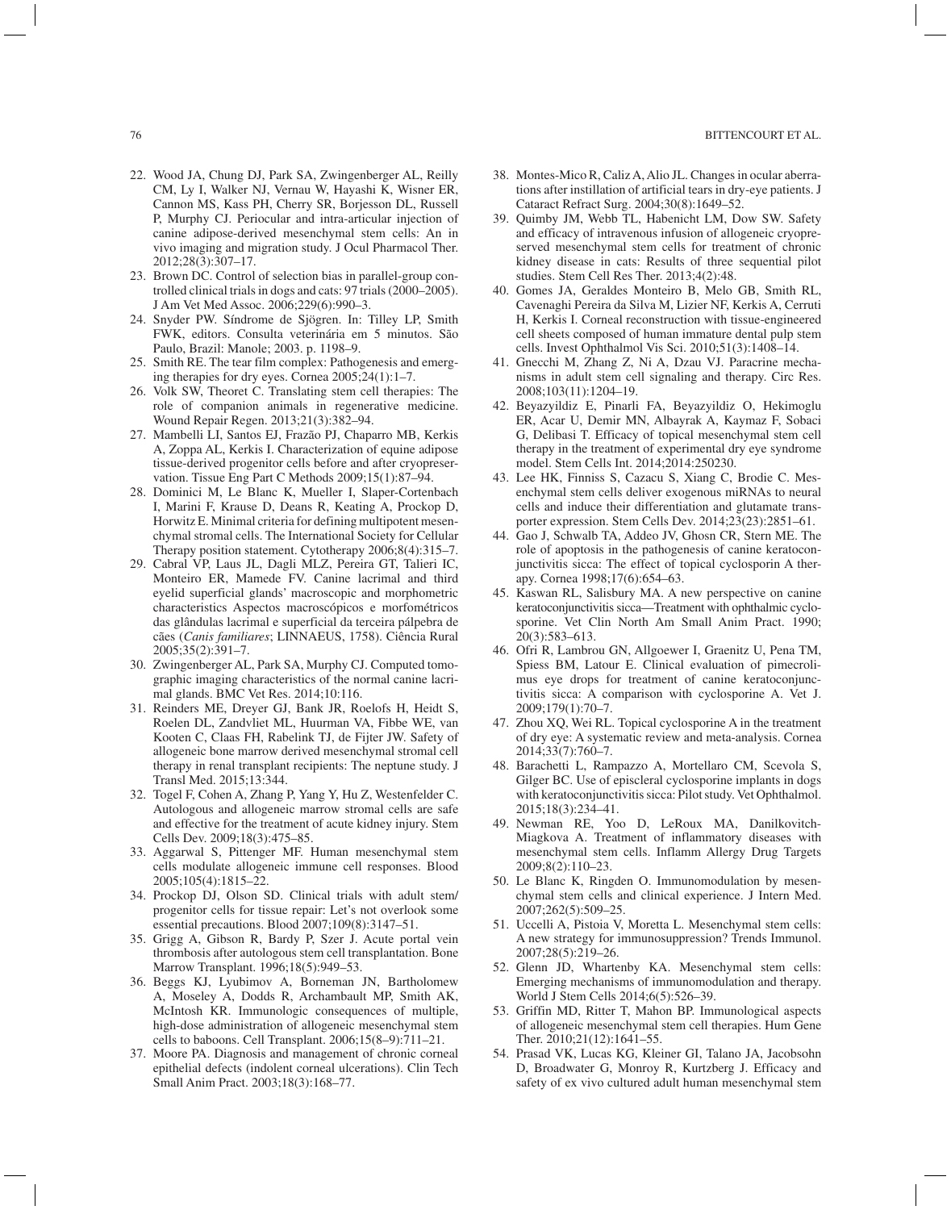22. Wood JA, Chung DJ, Park SA, Zwingenberger AL, Reilly CM, Ly I, Walker NJ, Vernau W, Hayashi K, Wisner ER, Cannon MS, Kass PH, Cherry SR, Borjesson DL, Russell P, Murphy CJ. Periocular and intra-articular injection of canine adipose-derived mesenchymal stem cells: An in vivo imaging and migration study. J Ocul Pharmacol Ther. 2012;28(3):307–17.
23. Brown DC. Control of selection bias in parallel-group controlled clinical trials in dogs and cats: 97 trials (2000–2005). J Am Vet Med Assoc. 2006;229(6):990–3.
24. Snyder PW. Síndrome de Sjögren. In: Tilley LP, Smith FWK, editors. Consulta veterinária em 5 minutos. São Paulo, Brazil: Manole; 2003. p. 1198–9.
25. Smith RE. The tear film complex: Pathogenesis and emerging therapies for dry eyes. Cornea 2005;24(1):1–7.
26. Volk SW, Theoret C. Translating stem cell therapies: The role of companion animals in regenerative medicine. Wound Repair Regen. 2013;21(3):382–94.
27. Mambelli LI, Santos EJ, Frazão PJ, Chaparro MB, Kerkis A, Zoppa AL, Kerkis I. Characterization of equine adipose tissue-derived progenitor cells before and after cryopreservation. Tissue Eng Part C Methods 2009;15(1):87–94.
28. Dominici M, Le Blanc K, Mueller I, Slaper-Cortenbach I, Marini F, Krause D, Deans R, Keating A, Prockop D, Horwitz E. Minimal criteria for defining multipotent mesenchymal stromal cells. The International Society for Cellular Therapy position statement. Cytotherapy 2006;8(4):315–7.
29. Cabral VP, Laus JL, Dagli MLZ, Pereira GT, Talieri IC, Monteiro ER, Mamede FV. Canine lacrimal and third eyelid superficial glands' macroscopic and morphometric characteristics Aspectos macroscópicos e morfométricos das glândulas lacrimal e superficial da terceira pálpebra de cães (*Canis familiares*; LINNAEUS, 1758). Ciência Rural 2005;35(2):391–7.
30. Zwingenberger AL, Park SA, Murphy CJ. Computed tomographic imaging characteristics of the normal canine lacrimal glands. BMC Vet Res. 2014;10:116.
31. Reinders ME, Dreyer GJ, Bank JR, Roelofs H, Heidt S, Roelen DL, Zandvliet ML, Huurman VA, Fibbe WE, van Kooten C, Claas FH, Rabelink TJ, de Fijter JW. Safety of allogeneic bone marrow derived mesenchymal stromal cell therapy in renal transplant recipients: The neptune study. J Transl Med. 2015;13:344.
32. Togel F, Cohen A, Zhang P, Yang Y, Hu Z, Westenfelder C. Autologous and allogeneic marrow stromal cells are safe and effective for the treatment of acute kidney injury. Stem Cells Dev. 2009;18(3):475–85.
33. Aggarwal S, Pittenger MF. Human mesenchymal stem cells modulate allogeneic immune cell responses. Blood 2005;105(4):1815–22.
34. Prockop DJ, Olson SD. Clinical trials with adult stem/progenitor cells for tissue repair: Let's not overlook some essential precautions. Blood 2007;109(8):3147–51.
35. Grigg A, Gibson R, Bardy P, Szer J. Acute portal vein thrombosis after autologous stem cell transplantation. Bone Marrow Transplant. 1996;18(5):949–53.
36. Beggs KJ, Lyubimov A, Borneman JN, Bartholomew A, Moseley A, Dodds R, Archambault MP, Smith AK, McIntosh KR. Immunologic consequences of multiple, high-dose administration of allogeneic mesenchymal stem cells to baboons. Cell Transplant. 2006;15(8–9):711–21.
37. Moore PA. Diagnosis and management of chronic corneal epithelial defects (indolent corneal ulcerations). Clin Tech Small Anim Pract. 2003;18(3):168–77.
38. Montes-Mico R, Caliz A, Alio JL. Changes in ocular aberrations after instillation of artificial tears in dry-eye patients. J Cataract Refract Surg. 2004;30(8):1649–52.
39. Quimby JM, Webb TL, Habenicht LM, Dow SW. Safety and efficacy of intravenous infusion of allogeneic cryopreserved mesenchymal stem cells for treatment of chronic kidney disease in cats: Results of three sequential pilot studies. Stem Cell Res Ther. 2013;4(2):48.
40. Gomes JA, Geraldes Monteiro B, Melo GB, Smith RL, Cavenaghi Pereira da Silva M, Lizier NF, Kerkis A, Cerruti H, Kerkis I. Corneal reconstruction with tissue-engineered cell sheets composed of human immature dental pulp stem cells. Invest Ophthalmol Vis Sci. 2010;51(3):1408–14.
41. Gnecchi M, Zhang Z, Ni A, Dzau VJ. Paracrine mechanisms in adult stem cell signaling and therapy. Circ Res. 2008;103(11):1204–19.
42. Beyazyildiz E, Pinarli FA, Beyazyildiz O, Hekimoglu ER, Acar U, Demir MN, Albayrak A, Kaymaz F, Sobaci G, Delibasi T. Efficacy of topical mesenchymal stem cell therapy in the treatment of experimental dry eye syndrome model. Stem Cells Int. 2014;2014:250230.
43. Lee HK, Finniss S, Cazacu S, Xiang C, Brodie C. Mesenchymal stem cells deliver exogenous miRNAs to neural cells and induce their differentiation and glutamate transporter expression. Stem Cells Dev. 2014;23(23):2851–61.
44. Gao J, Schwalb TA, Addeo JV, Ghosn CR, Stern ME. The role of apoptosis in the pathogenesis of canine keratoconjunctivitis sicca: The effect of topical cyclosporin A therapy. Cornea 1998;17(6):654–63.
45. Kaswan RL, Salisbury MA. A new perspective on canine keratoconjunctivitis sicca—Treatment with ophthalmic cyclosporine. Vet Clin North Am Small Anim Pract. 1990; 20(3):583–613.
46. Ofri R, Lambrou GN, Allgoewer I, Graenitz U, Pena TM, Spiess BM, Latour E. Clinical evaluation of pimecrolimus eye drops for treatment of canine keratoconjunctivitis sicca: A comparison with cyclosporine A. Vet J. 2009;179(1):70–7.
47. Zhou XQ, Wei RL. Topical cyclosporine A in the treatment of dry eye: A systematic review and meta-analysis. Cornea 2014;33(7):760–7.
48. Barachetti L, Rampazzo A, Mortellaro CM, Scevola S, Gilger BC. Use of episcleral cyclosporine implants in dogs with keratoconjunctivitis sicca: Pilot study. Vet Ophthalmol. 2015;18(3):234–41.
49. Newman RE, Yoo D, LeRoux MA, Danilkovitch-Miagkova A. Treatment of inflammatory diseases with mesenchymal stem cells. Inflamm Allergy Drug Targets 2009;8(2):110–23.
50. Le Blanc K, Ringden O. Immunomodulation by mesenchymal stem cells and clinical experience. J Intern Med. 2007;262(5):509–25.
51. Uccelli A, Pistoia V, Moretta L. Mesenchymal stem cells: A new strategy for immunosuppression? Trends Immunol. 2007;28(5):219–26.
52. Glenn JD, Whartenby KA. Mesenchymal stem cells: Emerging mechanisms of immunomodulation and therapy. World J Stem Cells 2014;6(5):526–39.
53. Griffin MD, Ritter T, Mahon BP. Immunological aspects of allogeneic mesenchymal stem cell therapies. Hum Gene Ther. 2010;21(12):1641–55.
54. Prasad VK, Lucas KG, Kleiner GI, Talano JA, Jacobsohn D, Broadwater G, Monroy R, Kurtzberg J. Efficacy and safety of ex vivo cultured adult human mesenchymal stem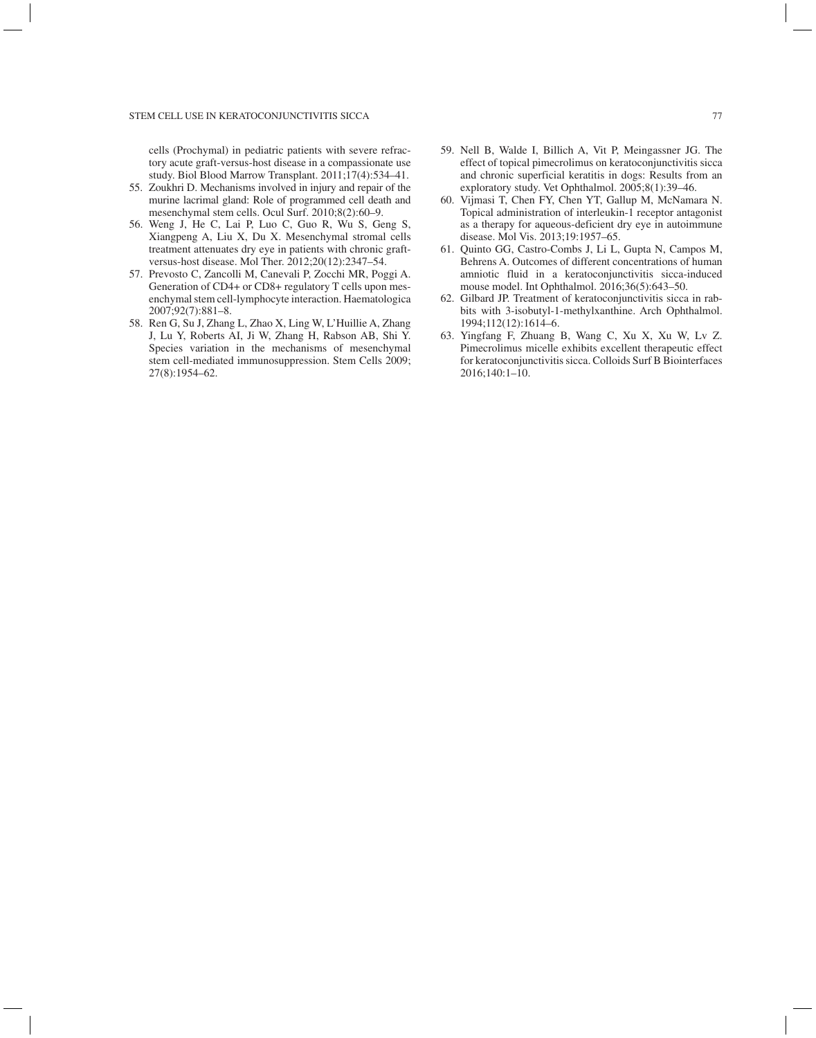cells (Prochymal) in pediatric patients with severe refractory acute graft-versus-host disease in a compassionate use study. Biol Blood Marrow Transplant. 2011;17(4):534–41.

55. Zoukhri D. Mechanisms involved in injury and repair of the murine lacrimal gland: Role of programmed cell death and mesenchymal stem cells. Ocul Surf. 2010;8(2):60–9.
56. Weng J, He C, Lai P, Luo C, Guo R, Wu S, Geng S, Xiangpeng A, Liu X, Du X. Mesenchymal stromal cells treatment attenuates dry eye in patients with chronic graft-versus-host disease. Mol Ther. 2012;20(12):2347–54.
57. Prevosto C, Zancolli M, Canevali P, Zocchi MR, Poggi A. Generation of CD4+ or CD8+ regulatory T cells upon mesenchymal stem cell-lymphocyte interaction. Haematologica 2007;92(7):881–8.
58. Ren G, Su J, Zhang L, Zhao X, Ling W, L'Huillie A, Zhang J, Lu Y, Roberts AI, Ji W, Zhang H, Rabson AB, Shi Y. Species variation in the mechanisms of mesenchymal stem cell-mediated immunosuppression. Stem Cells 2009; 27(8):1954–62.
59. Nell B, Walde I, Billich A, Vit P, Meingassner JG. The effect of topical pimecrolimus on keratoconjunctivitis sicca and chronic superficial keratitis in dogs: Results from an exploratory study. Vet Ophthalmol. 2005;8(1):39–46.
60. Vijmasi T, Chen FY, Chen YT, Gallup M, McNamara N. Topical administration of interleukin-1 receptor antagonist as a therapy for aqueous-deficient dry eye in autoimmune disease. Mol Vis. 2013;19:1957–65.
61. Quinto GG, Castro-Combs J, Li L, Gupta N, Campos M, Behrens A. Outcomes of different concentrations of human amniotic fluid in a keratoconjunctivitis sicca-induced mouse model. Int Ophthalmol. 2016;36(5):643–50.
62. Gilbard JP. Treatment of keratoconjunctivitis sicca in rabbits with 3-isobutyl-1-methylxanthine. Arch Ophthalmol. 1994;112(12):1614–6.
63. Yingfang F, Zhuang B, Wang C, Xu X, Xu W, Lv Z. Pimecrolimus micelle exhibits excellent therapeutic effect for keratoconjunctivitis sicca. Colloids Surf B Biointerfaces 2016;140:1–10.